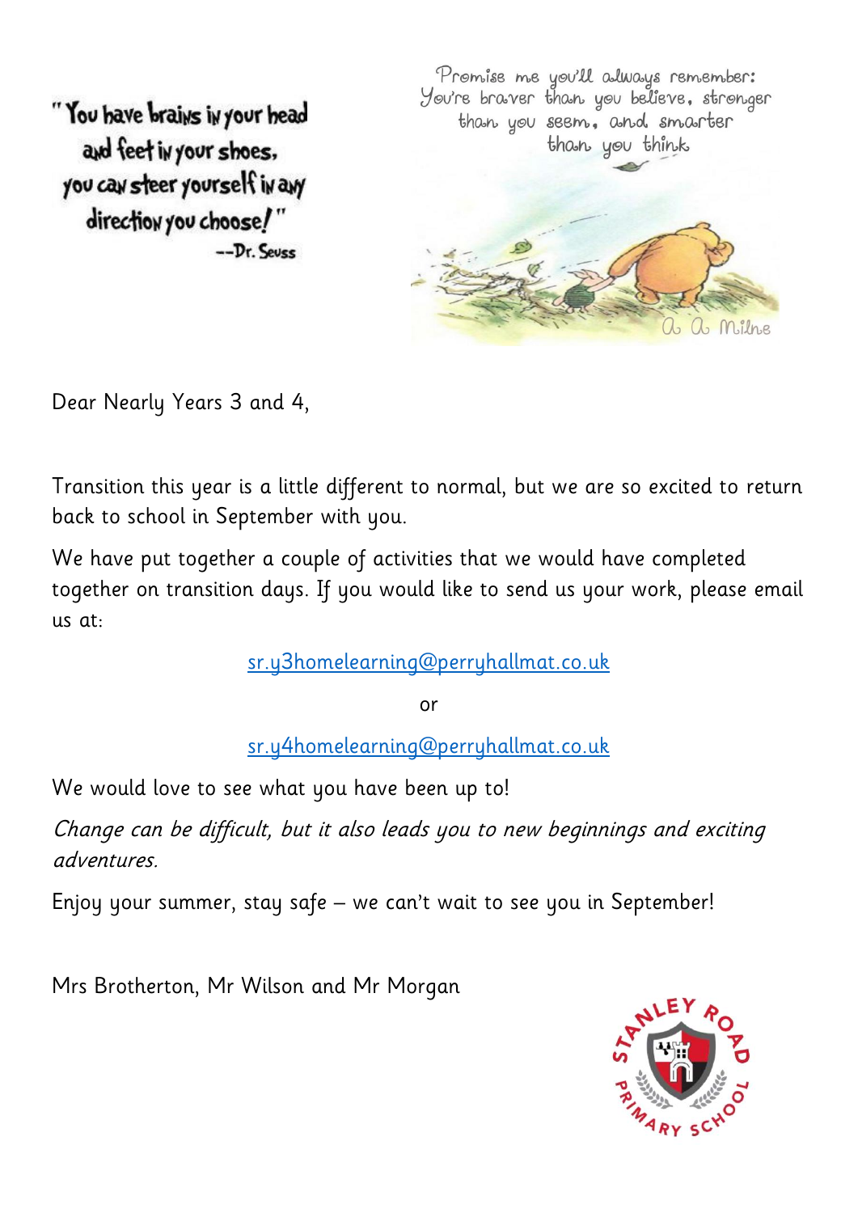"You have brains in your head and feet in your shoes, you can steer yourself in any direction you choose!"
--Dr. Seuss

Promise me you'll always remember: You're braver than you believe, stronger than you seem, and smarter than you think

A A Milne

Dear Nearly Years 3 and 4,

Transition this year is a little different to normal, but we are so excited to return back to school in September with you.

We have put together a couple of activities that we would have completed together on transition days. If you would like to send us your work, please email us at:

sr.y3homelearning@perryhallmat.co.uk

or

sr.y4homelearning@perryhallmat.co.uk

We would love to see what you have been up to!

*Change can be difficult, but it also leads you to new beginnings and exciting adventures.*

Enjoy your summer, stay safe – we can't wait to see you in September!

Mrs Brotherton, Mr Wilson and Mr Morgan

Stanley Road Primary School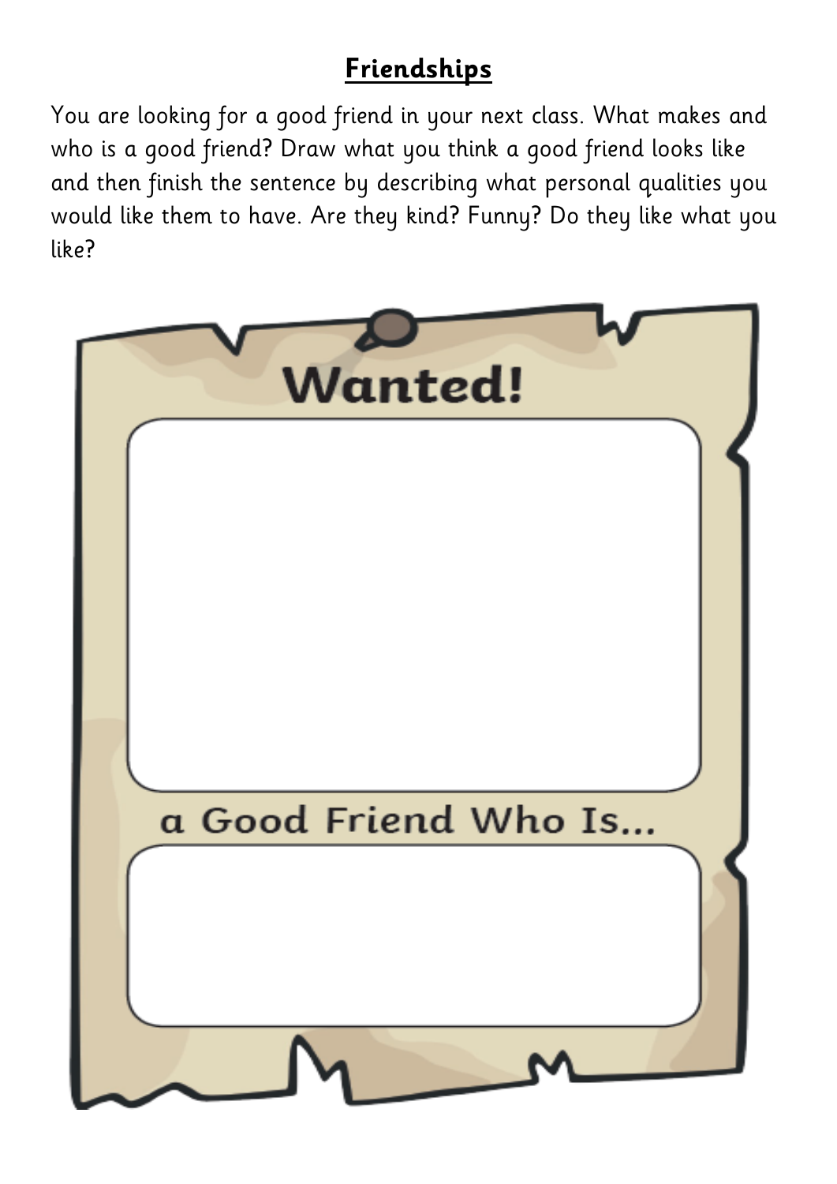# Friendships

You are looking for a good friend in your next class. What makes and who is a good friend? Draw what you think a good friend looks like and then finish the sentence by describing what personal qualities you would like them to have. Are they kind? Funny? Do they like what you like?

## Wanted!

a Good Friend Who Is...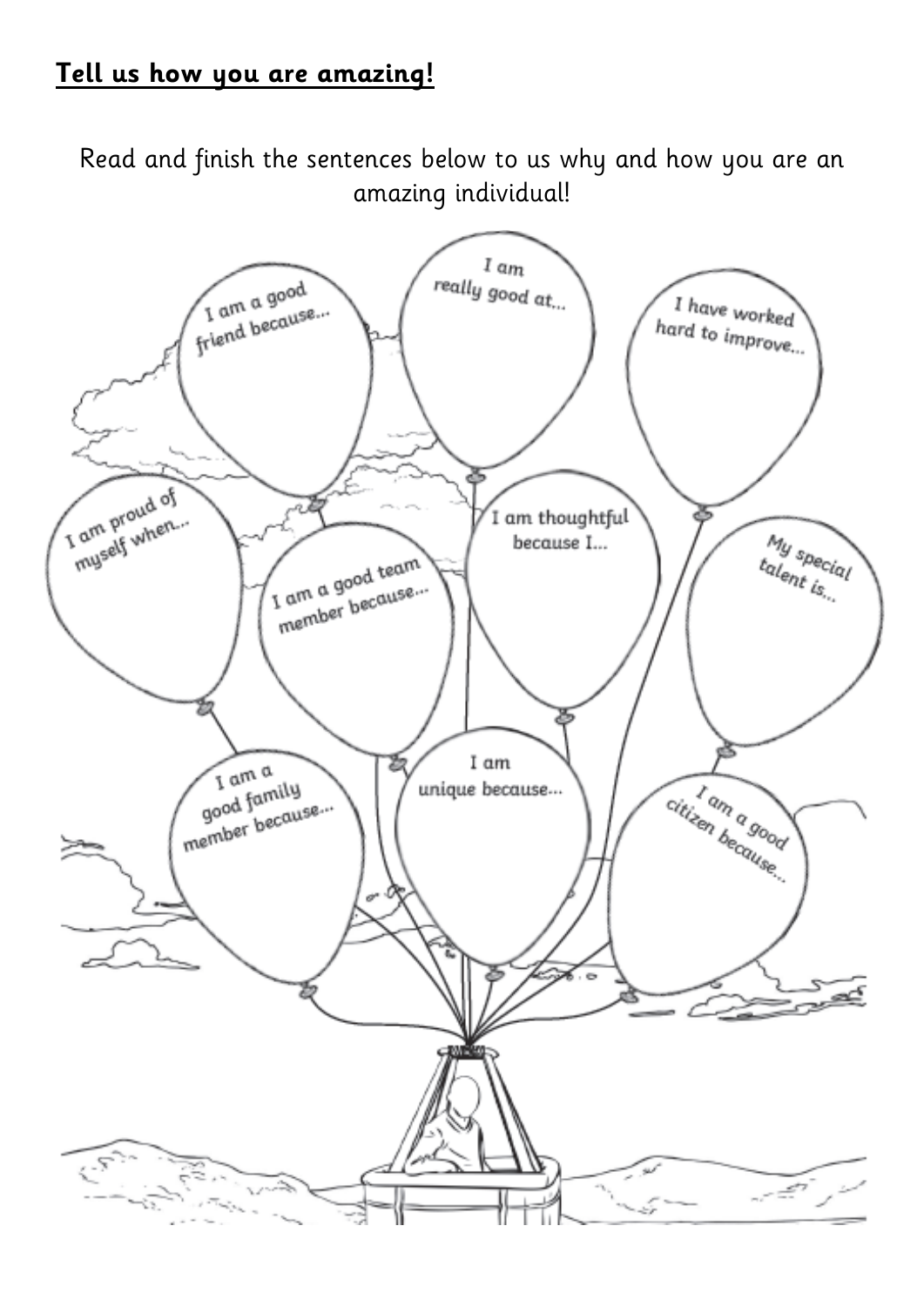## **Tell us how you are amazing!**

Read and finish the sentences below to us why and how you are an amazing individual!

- I am a good friend because...
- I am really good at...
- I have worked hard to improve...
- I am proud of myself when...
- I am a good team member because...
- I am thoughtful because I...
- My special talent is...
- I am a good family member because...
- I am unique because...
- I am a good citizen because...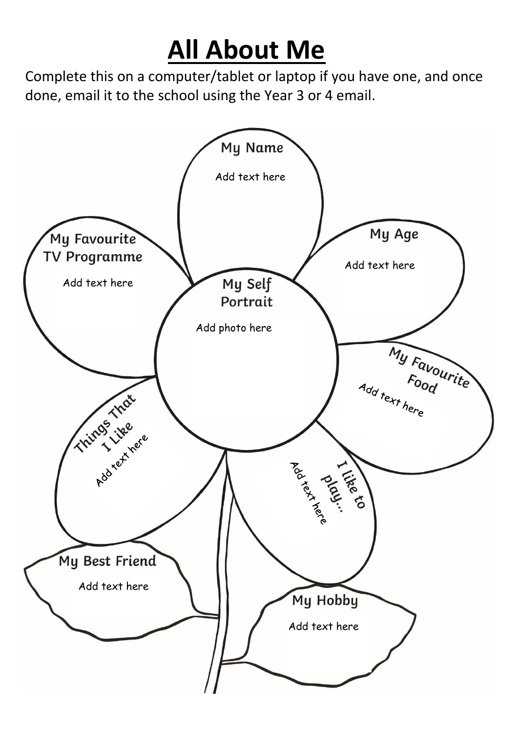# All About Me

Complete this on a computer/tablet or laptop if you have one, and once done, email it to the school using the Year 3 or 4 email.

**My Name**

Add text here

**My Age**

Add text here

**My Favourite TV Programme**

Add text here

**My Self Portrait**

Add photo here

**My Favourite Food**

Add text here

**Things That I Like**

Add text here

**I like to play...**

Add text here

**My Best Friend**

Add text here

**My Hobby**

Add text here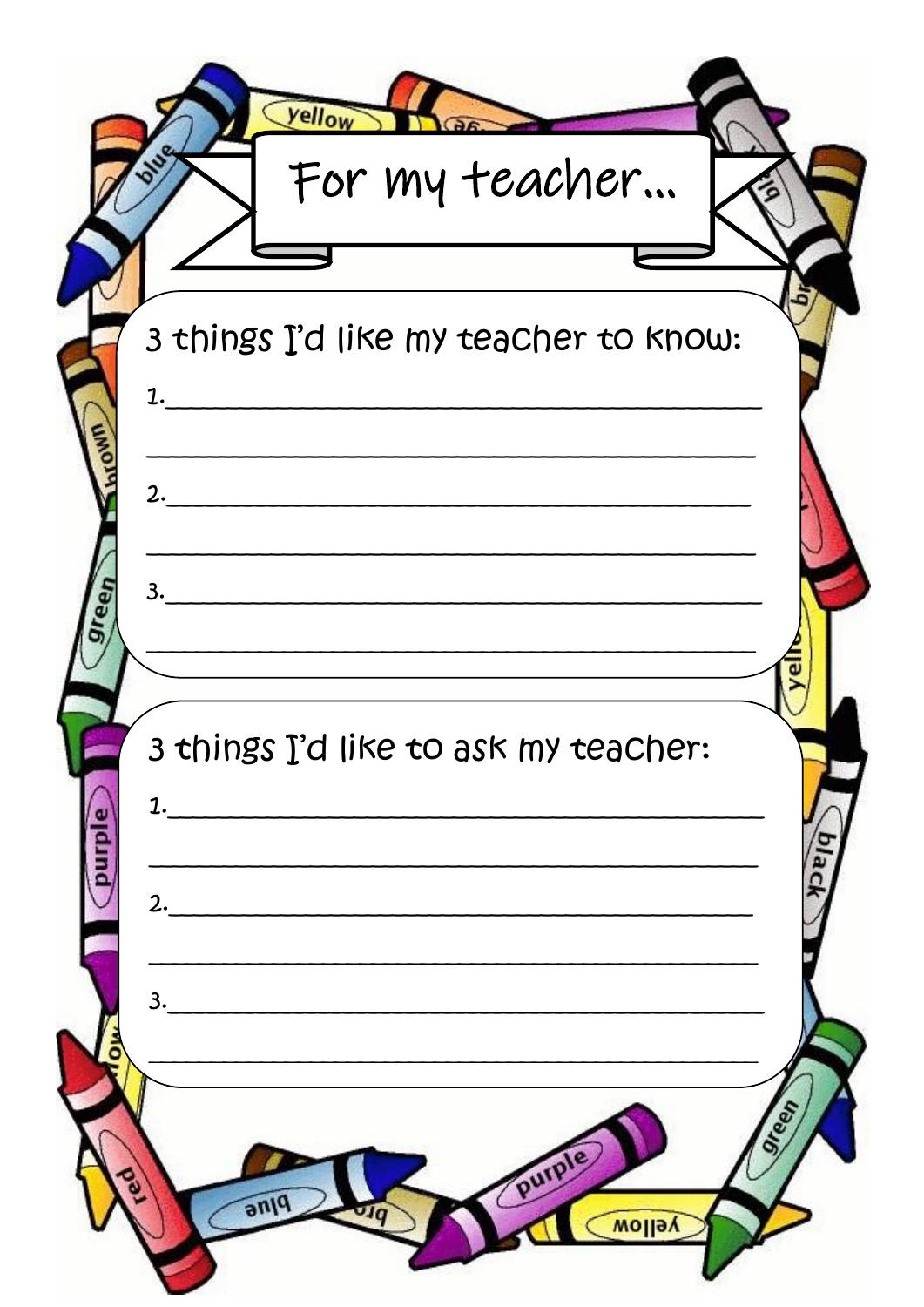# For my teacher...

## 3 things I'd like my teacher to know:

1.______________________________________________

________________________________________________

2.______________________________________________

________________________________________________

3.______________________________________________

________________________________________________

## 3 things I'd like to ask my teacher:

1.______________________________________________

________________________________________________

2.______________________________________________

________________________________________________

3.______________________________________________

________________________________________________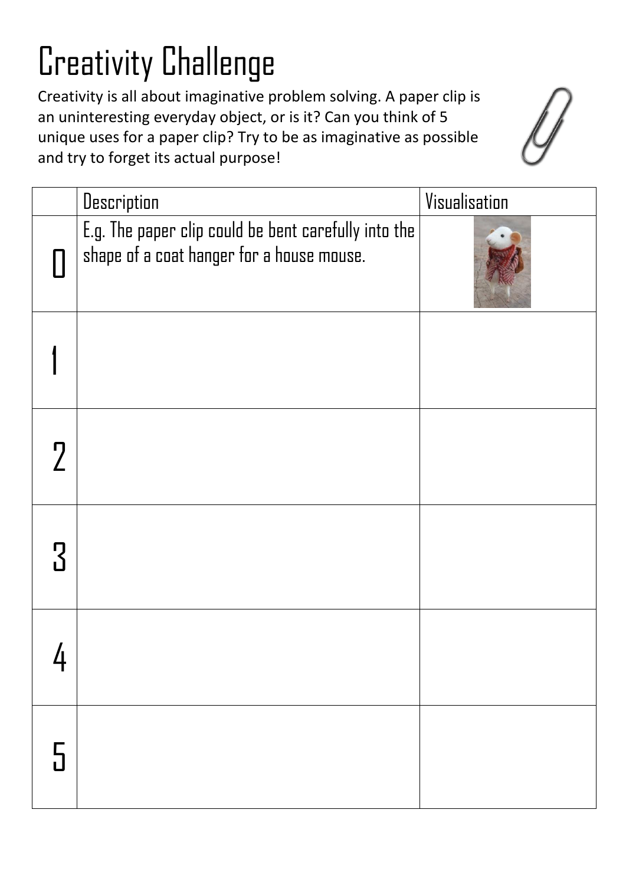# Creativity Challenge

Creativity is all about imaginative problem solving. A paper clip is an uninteresting everyday object, or is it? Can you think of 5 unique uses for a paper clip? Try to be as imaginative as possible and try to forget its actual purpose!

| | Description | Visualisation |
|---|---|---|
| 0 | E.g. The paper clip could be bent carefully into the shape of a coat hanger for a house mouse. | |
| 1 | | |
| 2 | | |
| 3 | | |
| 4 | | |
| 5 | | |